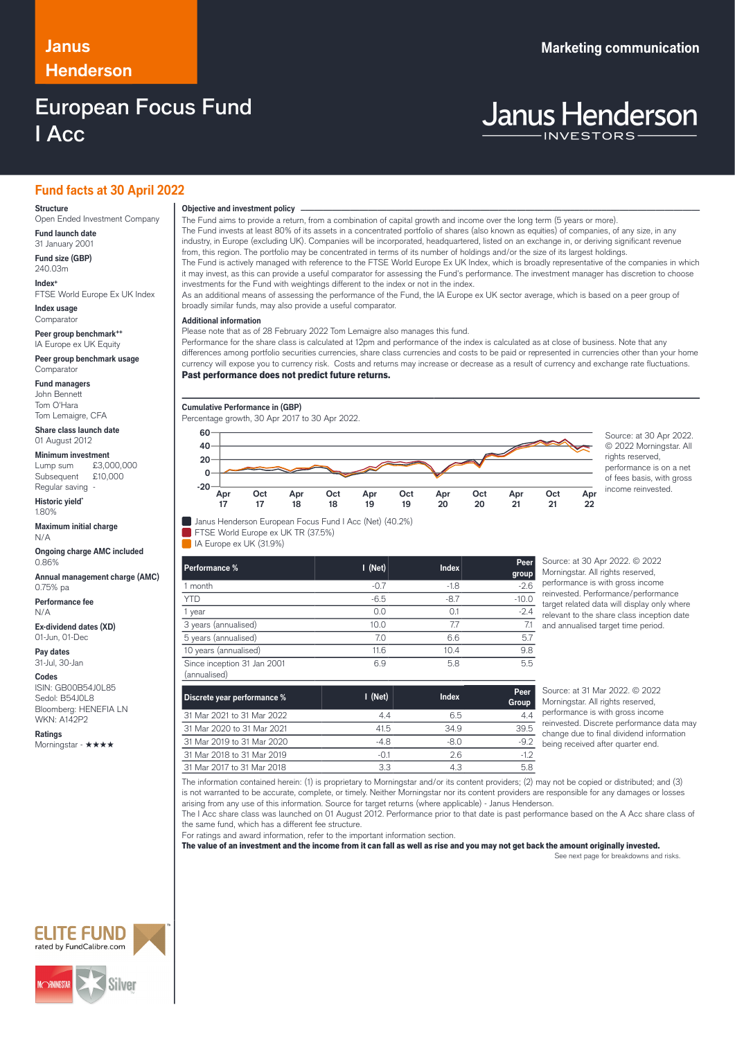Janus Henderson

Marketing communication

# European Focus Fund I Acc

## Fund facts at 30 April 2022

**Structure**
Open Ended Investment Company

**Fund launch date**
31 January 2001

**Fund size (GBP)**
240.03m

**Index+**
FTSE World Europe Ex UK Index

**Index usage**
Comparator

**Peer group benchmark++**
IA Europe ex UK Equity

**Peer group benchmark usage**
Comparator

**Fund managers**
John Bennett
Tom O'Hara
Tom Lemaigre, CFA

**Share class launch date**
01 August 2012

**Minimum investment**
Lump sum £3,000,000
Subsequent £10,000
Regular saving -

**Historic yield***
1.80%

**Maximum initial charge**
N/A

**Ongoing charge AMC included**
0.86%

**Annual management charge (AMC)**
0.75% pa

**Performance fee**
N/A

**Ex-dividend dates (XD)**
01-Jun, 01-Dec

**Pay dates**
31-Jul, 30-Jan

**Codes**
ISIN: GB00B54J0L85
Sedol: B54J0L8
Bloomberg: HENEFIA LN
WKN: A142P2

**Ratings**
Morningstar - ★★★★

ELITE FUND rated by FundCalibre.com

Morningstar Silver

### Objective and investment policy

The Fund aims to provide a return, from a combination of capital growth and income over the long term (5 years or more).
The Fund invests at least 80% of its assets in a concentrated portfolio of shares (also known as equities) of companies, of any size, in any industry, in Europe (excluding UK). Companies will be incorporated, headquartered, listed on an exchange in, or deriving significant revenue from, this region. The portfolio may be concentrated in terms of its number of holdings and/or the size of its largest holdings.
The Fund is actively managed with reference to the FTSE World Europe Ex UK Index, which is broadly representative of the companies in which it may invest, as this can provide a useful comparator for assessing the Fund's performance. The investment manager has discretion to choose investments for the Fund with weightings different to the index or not in the index.
As an additional means of assessing the performance of the Fund, the IA Europe ex UK sector average, which is based on a peer group of broadly similar funds, may also provide a useful comparator.

### Additional information

Please note that as of 28 February 2022 Tom Lemaigre also manages this fund.
Performance for the share class is calculated at 12pm and performance of the index is calculated as at close of business. Note that any differences among portfolio securities currencies, share class currencies and costs to be paid or represented in currencies other than your home currency will expose you to currency risk. Costs and returns may increase or decrease as a result of currency and exchange rate fluctuations.
**Past performance does not predict future returns.**

### Cumulative Performance in (GBP)

Percentage growth, 30 Apr 2017 to 30 Apr 2022.

Source: at 30 Apr 2022. © 2022 Morningstar. All rights reserved, performance is on a net of fees basis, with gross income reinvested.

- Janus Henderson European Focus Fund I Acc (Net) (40.2%)
- FTSE World Europe ex UK TR (37.5%)
- IA Europe ex UK (31.9%)

| Performance % | I (Net) | Index | Peer group |
|---|---|---|---|
| 1 month | -0.7 | -1.8 | -2.6 |
| YTD | -6.5 | -8.7 | -10.0 |
| 1 year | 0.0 | 0.1 | -2.4 |
| 3 years (annualised) | 10.0 | 7.7 | 7.1 |
| 5 years (annualised) | 7.0 | 6.6 | 5.7 |
| 10 years (annualised) | 11.6 | 10.4 | 9.8 |
| Since inception 31 Jan 2001 (annualised) | 6.9 | 5.8 | 5.5 |

Source: at 30 Apr 2022. © 2022 Morningstar. All rights reserved, performance is with gross income reinvested. Performance/performance target related data will display only where relevant to the share class inception date and annualised target time period.

| Discrete year performance % | I (Net) | Index | Peer Group |
|---|---|---|---|
| 31 Mar 2021 to 31 Mar 2022 | 4.4 | 6.5 | 4.4 |
| 31 Mar 2020 to 31 Mar 2021 | 41.5 | 34.9 | 39.5 |
| 31 Mar 2019 to 31 Mar 2020 | -4.8 | -8.0 | -9.2 |
| 31 Mar 2018 to 31 Mar 2019 | -0.1 | 2.6 | -1.2 |
| 31 Mar 2017 to 31 Mar 2018 | 3.3 | 4.3 | 5.8 |

Source: at 31 Mar 2022. © 2022 Morningstar. All rights reserved, performance is with gross income reinvested. Discrete performance data may change due to final dividend information being received after quarter end.

The information contained herein: (1) is proprietary to Morningstar and/or its content providers; (2) may not be copied or distributed; and (3) is not warranted to be accurate, complete, or timely. Neither Morningstar nor its content providers are responsible for any damages or losses arising from any use of this information. Source for target returns (where applicable) - Janus Henderson.
The I Acc share class was launched on 01 August 2012. Performance prior to that date is past performance based on the A Acc share class of the same fund, which has a different fee structure.
For ratings and award information, refer to the important information section.
**The value of an investment and the income from it can fall as well as rise and you may not get back the amount originally invested.**

See next page for breakdowns and risks.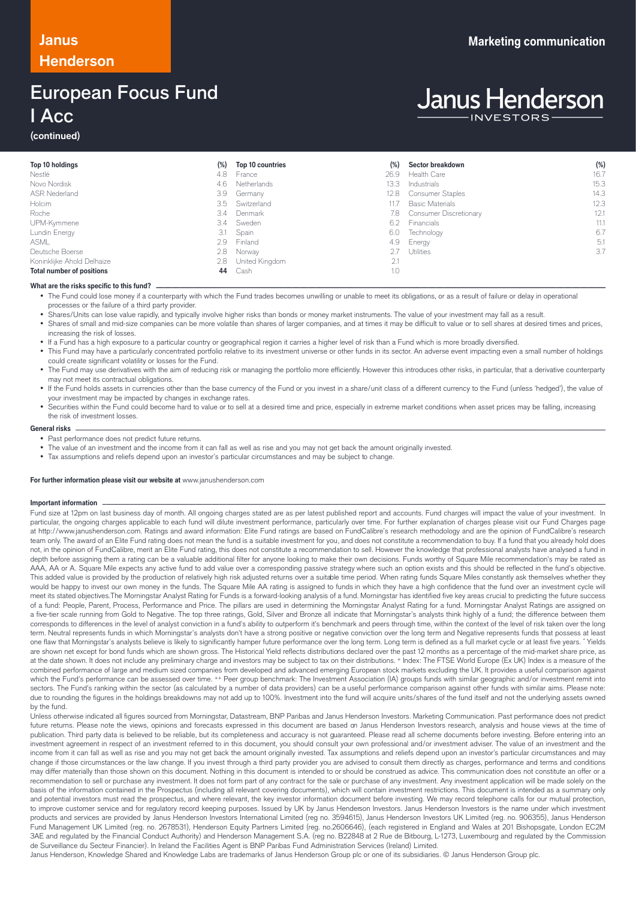# European Focus Fund I Acc

**(continued)**

Marketing communication

| Top 10 holdings | (%) |
|---|---|
| Nestlé | 4.8 |
| Novo Nordisk | 4.6 |
| ASR Nederland | 3.9 |
| Holcim | 3.5 |
| Roche | 3.4 |
| UPM-Kymmene | 3.4 |
| Lundin Energy | 3.1 |
| ASML | 2.9 |
| Deutsche Boerse | 2.8 |
| Koninklijke Ahold Delhaize | 2.8 |
| **Total number of positions** | **44** |

| Top 10 countries | (%) |
|---|---|
| France | 26.9 |
| Netherlands | 13.3 |
| Germany | 12.8 |
| Switzerland | 11.7 |
| Denmark | 7.8 |
| Sweden | 6.2 |
| Spain | 6.0 |
| Finland | 4.9 |
| Norway | 2.7 |
| United Kingdom | 2.1 |
| Cash | 1.0 |

| Sector breakdown | (%) |
|---|---|
| Health Care | 16.7 |
| Industrials | 15.3 |
| Consumer Staples | 14.3 |
| Basic Materials | 12.3 |
| Consumer Discretionary | 12.1 |
| Financials | 11.1 |
| Technology | 6.7 |
| Energy | 5.1 |
| Utilities | 3.7 |

### What are the risks specific to this fund?

- The Fund could lose money if a counterparty with which the Fund trades becomes unwilling or unable to meet its obligations, or as a result of failure or delay in operational processes or the failure of a third party provider.
- Shares/Units can lose value rapidly, and typically involve higher risks than bonds or money market instruments. The value of your investment may fall as a result.
- Shares of small and mid-size companies can be more volatile than shares of larger companies, and at times it may be difficult to value or to sell shares at desired times and prices, increasing the risk of losses.
- If a Fund has a high exposure to a particular country or geographical region it carries a higher level of risk than a Fund which is more broadly diversified.
- This Fund may have a particularly concentrated portfolio relative to its investment universe or other funds in its sector. An adverse event impacting even a small number of holdings could create significant volatility or losses for the Fund.
- The Fund may use derivatives with the aim of reducing risk or managing the portfolio more efficiently. However this introduces other risks, in particular, that a derivative counterparty may not meet its contractual obligations.
- If the Fund holds assets in currencies other than the base currency of the Fund or you invest in a share/unit class of a different currency to the Fund (unless 'hedged'), the value of your investment may be impacted by changes in exchange rates.
- Securities within the Fund could become hard to value or to sell at a desired time and price, especially in extreme market conditions when asset prices may be falling, increasing the risk of investment losses.

### General risks

- Past performance does not predict future returns.
- The value of an investment and the income from it can fall as well as rise and you may not get back the amount originally invested.
- Tax assumptions and reliefs depend upon an investor's particular circumstances and may be subject to change.

**For further information please visit our website at** www.janushenderson.com

### Important information

Fund size at 12pm on last business day of month. All ongoing charges stated are as per latest published report and accounts. Fund charges will impact the value of your investment. In particular, the ongoing charges applicable to each fund will dilute investment performance, particularly over time. For further explanation of charges please visit our Fund Charges page at http://www.janushenderson.com. Ratings and award information: Elite Fund ratings are based on FundCalibre's research methodology and are the opinion of FundCalibre's research team only. The award of an Elite Fund rating does not mean the fund is a suitable investment for you, and does not constitute a recommendation to buy. If a fund that you already hold does not, in the opinion of FundCalibre, merit an Elite Fund rating, this does not constitute a recommendation to sell. However the knowledge that professional analysts have analysed a fund in depth before assigning them a rating can be a valuable additional filter for anyone looking to make their own decisions. Funds worthy of Square Mile recommendation's may be rated as AAA, AA or A. Square Mile expects any active fund to add value over a corresponding passive strategy where such an option exists and this should be reflected in the fund's objective. This added value is provided by the production of relatively high risk adjusted returns over a suitable time period. When rating funds Square Miles constantly ask themselves whether they would be happy to invest our own money in the funds. The Square Mile AA rating is assigned to funds in which they have a high confidence that the fund over an investment cycle will meet its stated objectives.The Morningstar Analyst Rating for Funds is a forward-looking analysis of a fund. Morningstar has identified five key areas crucial to predicting the future success of a fund: People, Parent, Process, Performance and Price. The pillars are used in determining the Morningstar Analyst Rating for a fund. Morningstar Analyst Ratings are assigned on a five-tier scale running from Gold to Negative. The top three ratings, Gold, Silver and Bronze all indicate that Morningstar's analysts think highly of a fund; the difference between them corresponds to differences in the level of analyst conviction in a fund's ability to outperform it's benchmark and peers through time, within the context of the level of risk taken over the long term. Neutral represents funds in which Morningstar's analysts don't have a strong positive or negative conviction over the long term and Negative represents funds that possess at least one flaw that Morningstar's analysts believe is likely to significantly hamper future performance over the long term. Long term is defined as a full market cycle or at least five years. * Yields are shown net except for bond funds which are shown gross. The Historical Yield reflects distributions declared over the past 12 months as a percentage of the mid-market share price, as at the date shown. It does not include any preliminary charge and investors may be subject to tax on their distributions. + Index: The FTSE World Europe (Ex UK) Index is a measure of the combined performance of large and medium sized companies from developed and advanced emerging European stock markets excluding the UK. It provides a useful comparison against which the Fund's performance can be assessed over time. ++ Peer group benchmark: The Investment Association (IA) groups funds with similar geographic and/or investment remit into sectors. The Fund's ranking within the sector (as calculated by a number of data providers) can be a useful performance comparison against other funds with similar aims. Please note: due to rounding the figures in the holdings breakdowns may not add up to 100%. Investment into the fund will acquire units/shares of the fund itself and not the underlying assets owned by the fund.

Unless otherwise indicated all figures sourced from Morningstar, Datastream, BNP Paribas and Janus Henderson Investors. Marketing Communication. Past performance does not predict future returns. Please note the views, opinions and forecasts expressed in this document are based on Janus Henderson Investors research, analysis and house views at the time of publication. Third party data is believed to be reliable, but its completeness and accuracy is not guaranteed. Please read all scheme documents before investing. Before entering into an investment agreement in respect of an investment referred to in this document, you should consult your own professional and/or investment adviser. The value of an investment and the income from it can fall as well as rise and you may not get back the amount originally invested. Tax assumptions and reliefs depend upon an investor's particular circumstances and may change if those circumstances or the law change. If you invest through a third party provider you are advised to consult them directly as charges, performance and terms and conditions may differ materially than those shown on this document. Nothing in this document is intended to or should be construed as advice. This communication does not constitute an offer or a recommendation to sell or purchase any investment. It does not form part of any contract for the sale or purchase of any investment. Any investment application will be made solely on the basis of the information contained in the Prospectus (including all relevant covering documents), which will contain investment restrictions. This document is intended as a summary only and potential investors must read the prospectus, and where relevant, the key investor information document before investing. We may record telephone calls for our mutual protection, to improve customer service and for regulatory record keeping purposes. Issued by UK by Janus Henderson Investors. Janus Henderson Investors is the name under which investment products and services are provided by Janus Henderson Investors International Limited (reg no. 3594615), Janus Henderson Investors UK Limited (reg. no. 906355), Janus Henderson Fund Management UK Limited (reg. no. 2678531), Henderson Equity Partners Limited (reg. no.2606646), (each registered in England and Wales at 201 Bishopsgate, London EC2M 3AE and regulated by the Financial Conduct Authority) and Henderson Management S.A. (reg no. B22848 at 2 Rue de Bitbourg, L-1273, Luxembourg and regulated by the Commission de Surveillance du Secteur Financier). In Ireland the Facilities Agent is BNP Paribas Fund Administration Services (Ireland) Limited.

Janus Henderson, Knowledge Shared and Knowledge Labs are trademarks of Janus Henderson Group plc or one of its subsidiaries. © Janus Henderson Group plc.